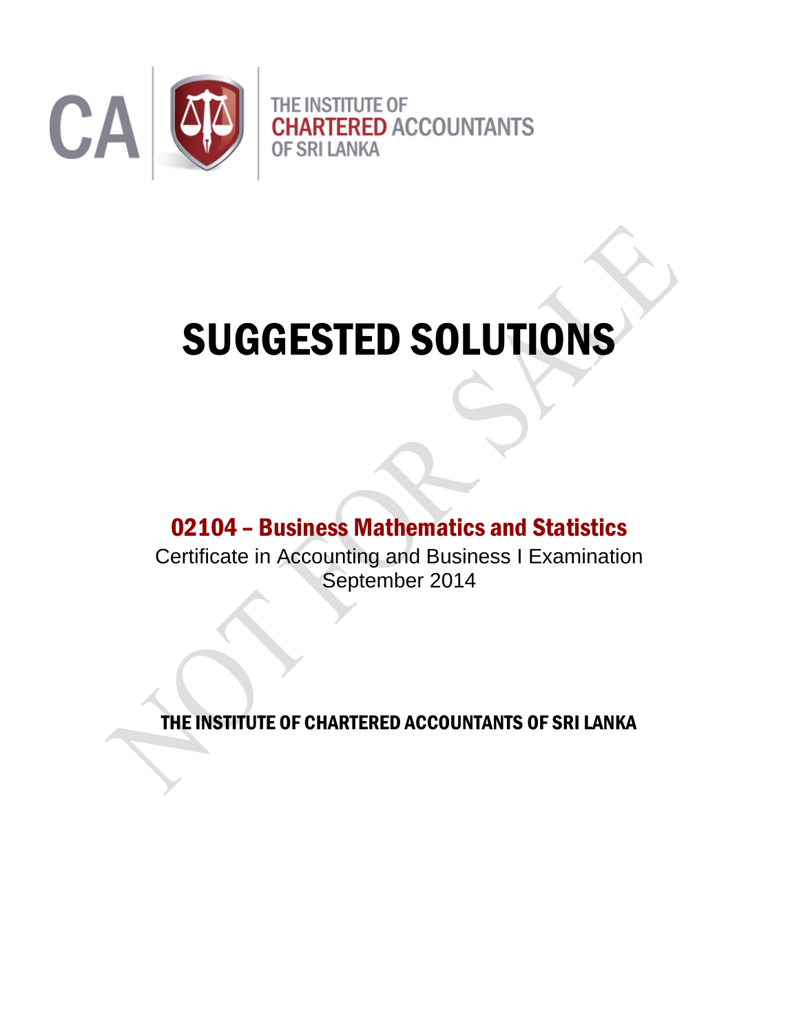CA | THE INSTITUTE OF CHARTERED ACCOUNTANTS OF SRI LANKA

# SUGGESTED SOLUTIONS

## 02104 – Business Mathematics and Statistics

Certificate in Accounting and Business I Examination

September 2014

**THE INSTITUTE OF CHARTERED ACCOUNTANTS OF SRI LANKA**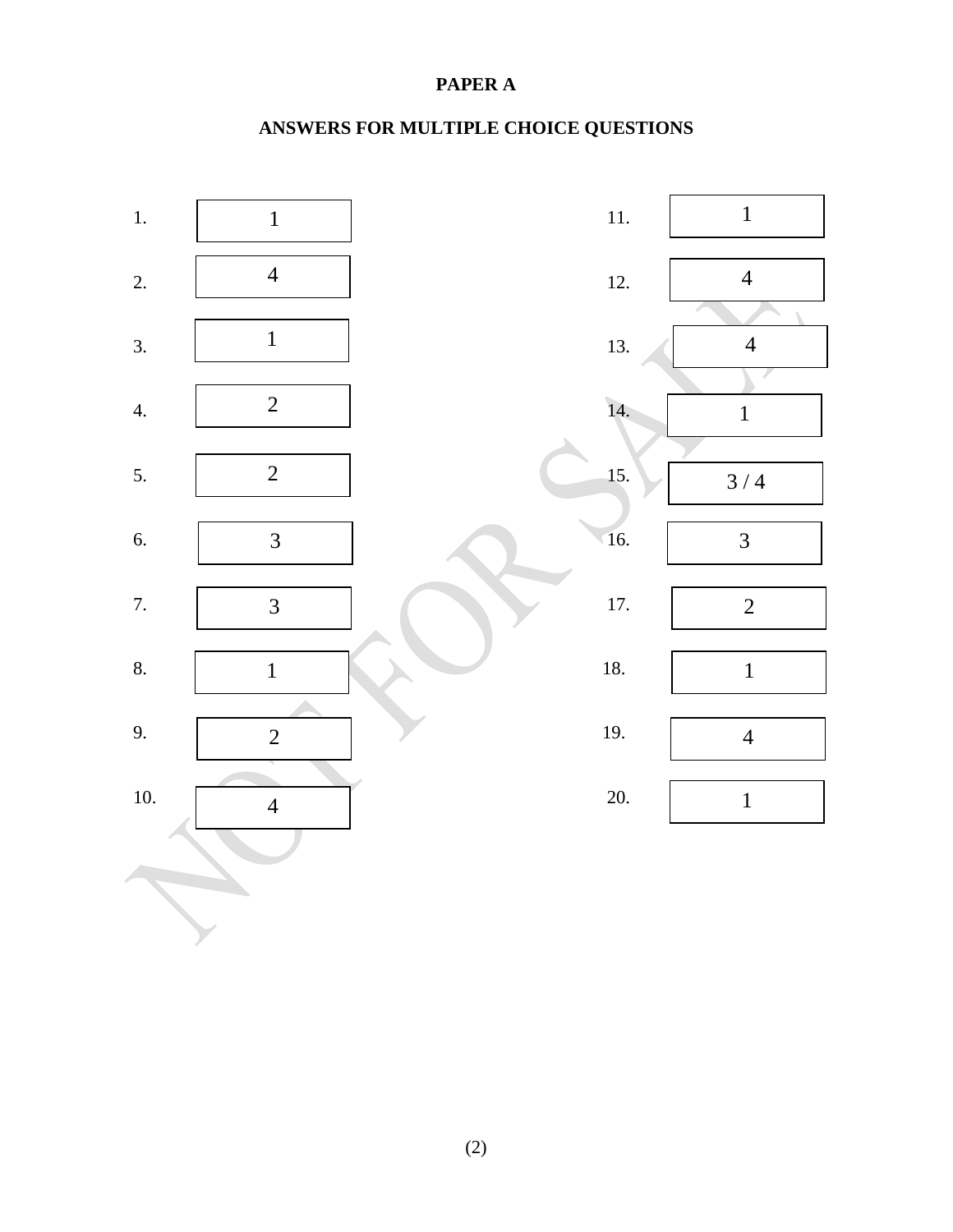**PAPER A**

**ANSWERS FOR MULTIPLE CHOICE QUESTIONS**

| Question | Answer | Question | Answer |
|---|---|---|---|
| 1. | 1 | 11. | 1 |
| 2. | 4 | 12. | 4 |
| 3. | 1 | 13. | 4 |
| 4. | 2 | 14. | 1 |
| 5. | 2 | 15. | 3 / 4 |
| 6. | 3 | 16. | 3 |
| 7. | 3 | 17. | 2 |
| 8. | 1 | 18. | 1 |
| 9. | 2 | 19. | 4 |
| 10. | 4 | 20. | 1 |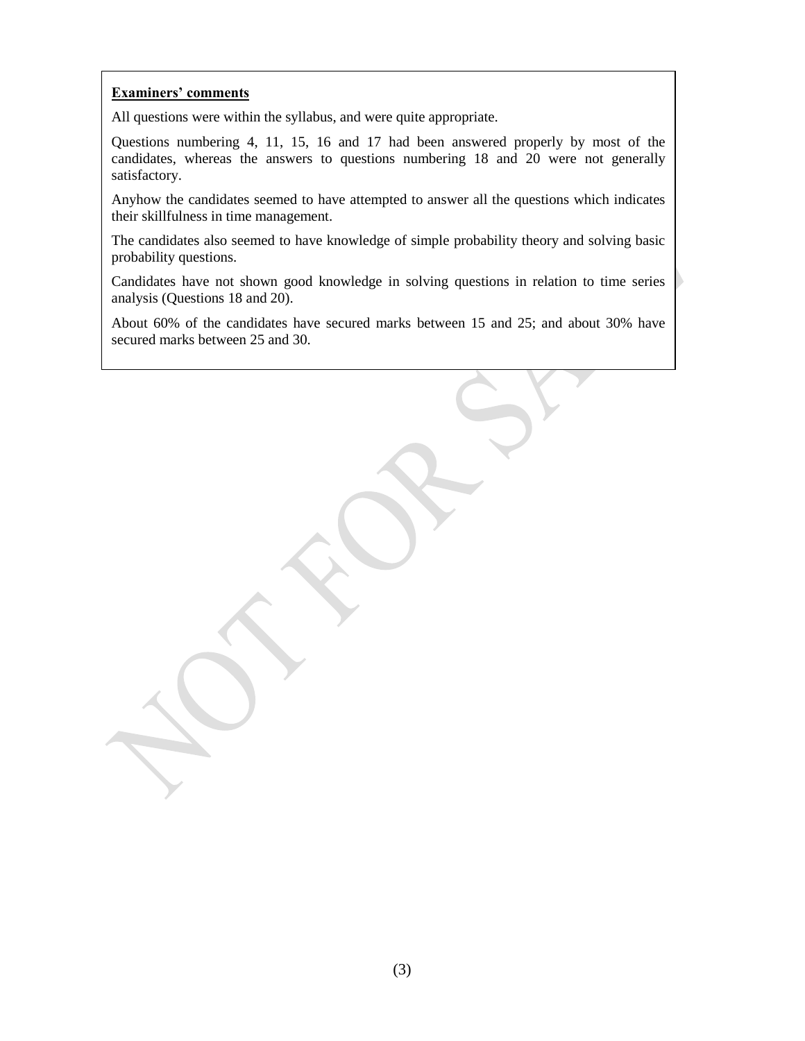**Examiners' comments**

All questions were within the syllabus, and were quite appropriate.

Questions numbering 4, 11, 15, 16 and 17 had been answered properly by most of the candidates, whereas the answers to questions numbering 18 and 20 were not generally satisfactory.

Anyhow the candidates seemed to have attempted to answer all the questions which indicates their skillfulness in time management.

The candidates also seemed to have knowledge of simple probability theory and solving basic probability questions.

Candidates have not shown good knowledge in solving questions in relation to time series analysis (Questions 18 and 20).

About 60% of the candidates have secured marks between 15 and 25; and about 30% have secured marks between 25 and 30.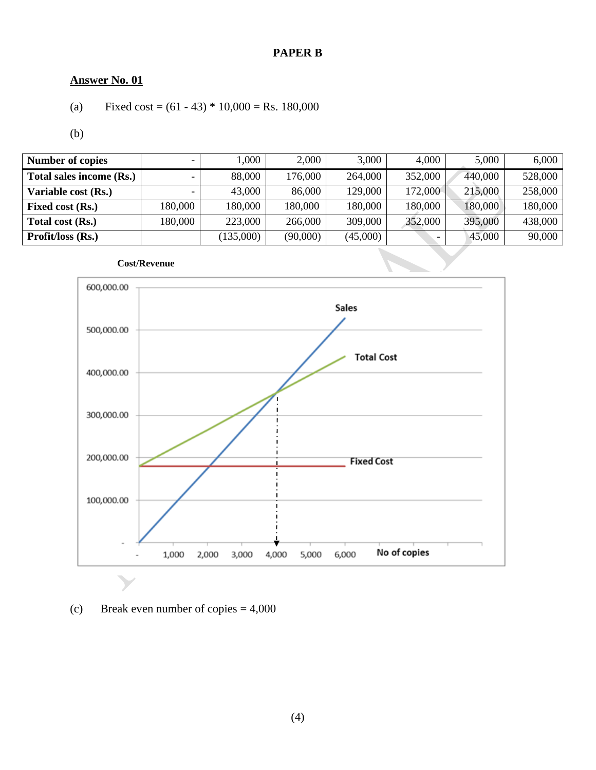**PAPER B**

**Answer No. 01**

(a) Fixed cost = (61 - 43) * 10,000 = Rs. 180,000

(b)

| Number of copies | - | 1,000 | 2,000 | 3,000 | 4,000 | 5,000 | 6,000 |
|---|---|---|---|---|---|---|---|
| Total sales income (Rs.) | - | 88,000 | 176,000 | 264,000 | 352,000 | 440,000 | 528,000 |
| Variable cost (Rs.) | - | 43,000 | 86,000 | 129,000 | 172,000 | 215,000 | 258,000 |
| Fixed cost (Rs.) | 180,000 | 180,000 | 180,000 | 180,000 | 180,000 | 180,000 | 180,000 |
| Total cost (Rs.) | 180,000 | 223,000 | 266,000 | 309,000 | 352,000 | 395,000 | 438,000 |
| Profit/loss (Rs.) | | (135,000) | (90,000) | (45,000) | - | 45,000 | 90,000 |

(c) Break even number of copies = 4,000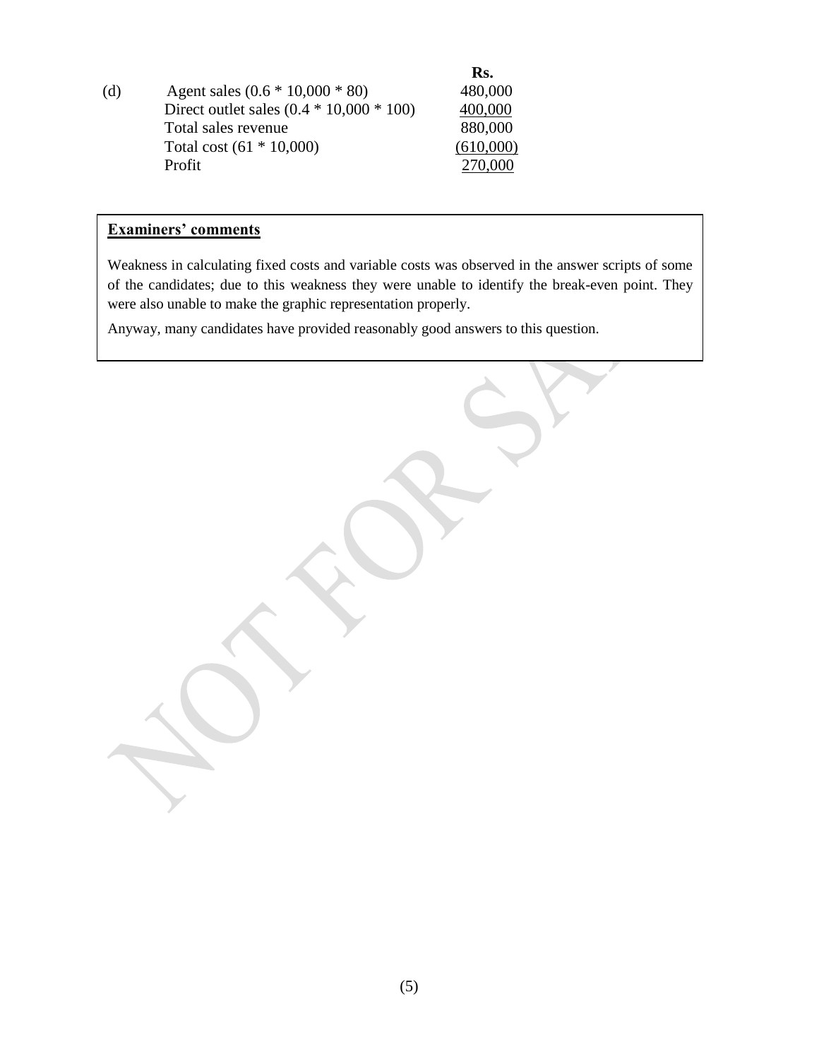| (d) | | Rs. |
|---|---|---|
| | Agent sales (0.6 * 10,000 * 80) | 480,000 |
| | Direct outlet sales (0.4 * 10,000 * 100) | 400,000 |
| | Total sales revenue | 880,000 |
| | Total cost (61 * 10,000) | (610,000) |
| | Profit | 270,000 |

**Examiners' comments**

Weakness in calculating fixed costs and variable costs was observed in the answer scripts of some of the candidates; due to this weakness they were unable to identify the break-even point. They were also unable to make the graphic representation properly.

Anyway, many candidates have provided reasonably good answers to this question.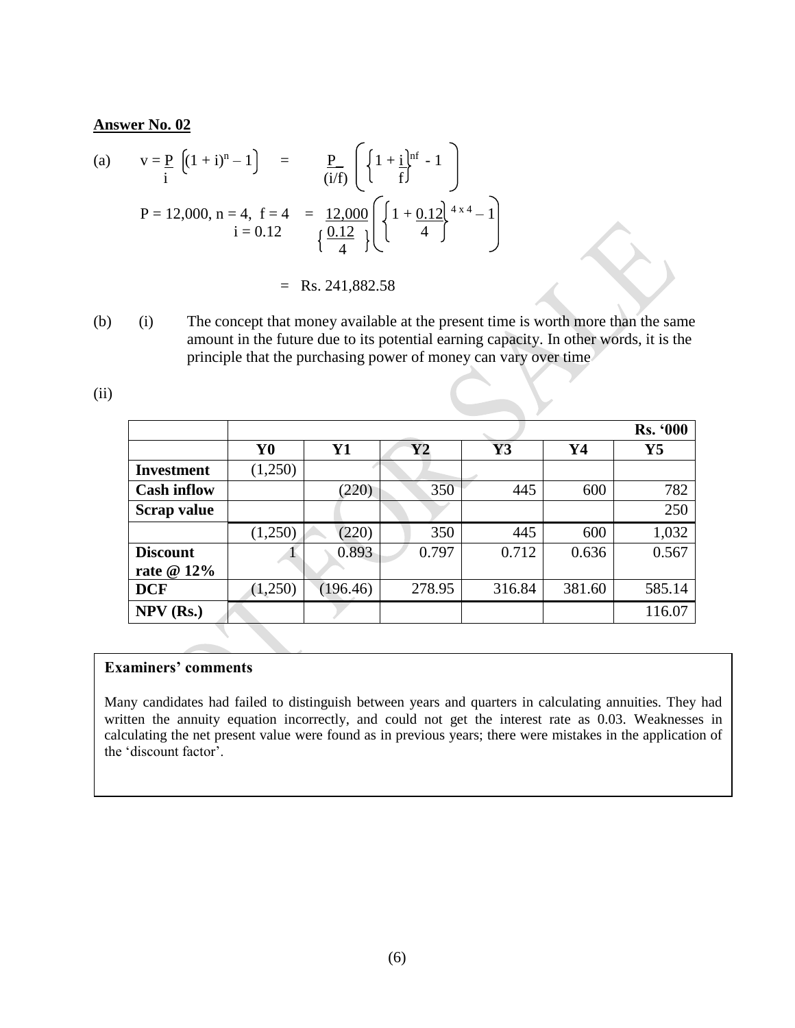**Answer No. 02**

(a) $v = \frac{P}{i}\left[(1+i)^n - 1\right] = \frac{P}{(i/f)}\left(\left\{1 + \frac{i}{f}\right\}^{nf} - 1\right)$

$P = 12{,}000,\ n = 4,\ f = 4,\ i = 0.12 \quad = \frac{12{,}000}{\left\{\frac{0.12}{4}\right\}}\left(\left\{1 + \frac{0.12}{4}\right\}^{4 \times 4} - 1\right)$

$= \text{Rs. } 241{,}882.58$

(b) (i) The concept that money available at the present time is worth more than the same amount in the future due to its potential earning capacity. In other words, it is the principle that the purchasing power of money can vary over time

(ii)

| | | | | | | **Rs. '000** |
|---|---|---|---|---|---|---|
| | **Y0** | **Y1** | **Y2** | **Y3** | **Y4** | **Y5** |
| **Investment** | (1,250) | | | | | |
| **Cash inflow** | | (220) | 350 | 445 | 600 | 782 |
| **Scrap value** | | | | | | 250 |
| | (1,250) | (220) | 350 | 445 | 600 | 1,032 |
| **Discount rate @ 12%** | 1 | 0.893 | 0.797 | 0.712 | 0.636 | 0.567 |
| **DCF** | (1,250) | (196.46) | 278.95 | 316.84 | 381.60 | 585.14 |
| **NPV (Rs.)** | | | | | | 116.07 |

**Examiners' comments**

Many candidates had failed to distinguish between years and quarters in calculating annuities. They had written the annuity equation incorrectly, and could not get the interest rate as 0.03. Weaknesses in calculating the net present value were found as in previous years; there were mistakes in the application of the 'discount factor'.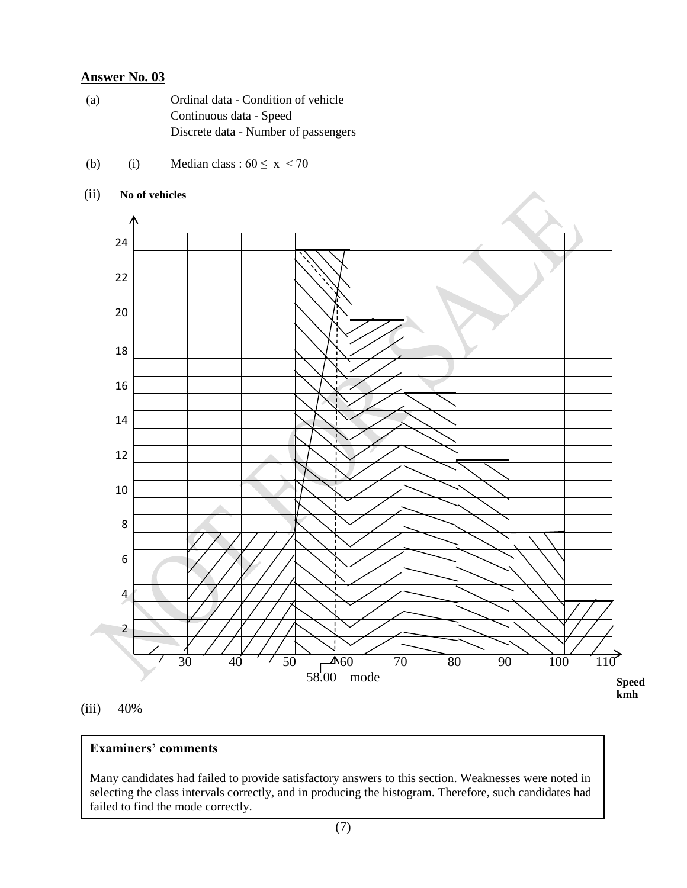## Answer No. 03

(a) Ordinal data - Condition of vehicle
Continuous data - Speed
Discrete data - Number of passengers

(b) (i) Median class : $60 \leq x < 70$

(ii) No of vehicles

Speed kmh

58.00 mode

(iii) 40%

> **Examiners' comments**
>
> Many candidates had failed to provide satisfactory answers to this section. Weaknesses were noted in selecting the class intervals correctly, and in producing the histogram. Therefore, such candidates had failed to find the mode correctly.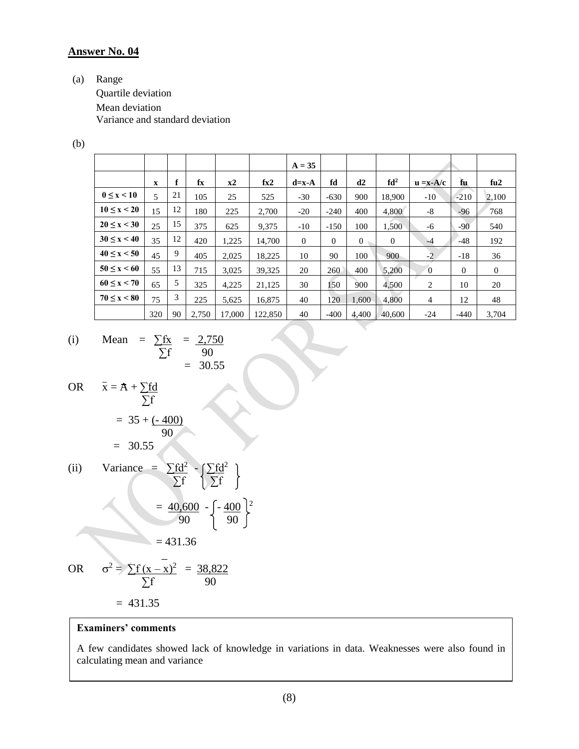## Answer No. 04

(a) Range
 Quartile deviation
 Mean deviation
 Variance and standard deviation

(b)

| | | | | | | A = 35 | | | | | | |
|---|---|---|---|---|---|---|---|---|---|---|---|---|
| | **x** | **f** | **fx** | **x2** | **fx2** | **d=x-A** | **fd** | **d2** | **fd²** | **u =x-A/c** | **fu** | **fu2** |
| **0 ≤ x < 10** | 5 | 21 | 105 | 25 | 525 | -30 | -630 | 900 | 18,900 | -10 | -210 | 2,100 |
| **10 ≤ x < 20** | 15 | 12 | 180 | 225 | 2,700 | -20 | -240 | 400 | 4,800 | -8 | -96 | 768 |
| **20 ≤ x < 30** | 25 | 15 | 375 | 625 | 9,375 | -10 | -150 | 100 | 1,500 | -6 | -90 | 540 |
| **30 ≤ x < 40** | 35 | 12 | 420 | 1,225 | 14,700 | 0 | 0 | 0 | 0 | -4 | -48 | 192 |
| **40 ≤ x < 50** | 45 | 9 | 405 | 2,025 | 18,225 | 10 | 90 | 100 | 900 | -2 | -18 | 36 |
| **50 ≤ x < 60** | 55 | 13 | 715 | 3,025 | 39,325 | 20 | 260 | 400 | 5,200 | 0 | 0 | 0 |
| **60 ≤ x < 70** | 65 | 5 | 325 | 4,225 | 21,125 | 30 | 150 | 900 | 4,500 | 2 | 10 | 20 |
| **70 ≤ x < 80** | 75 | 3 | 225 | 5,625 | 16,875 | 40 | 120 | 1,600 | 4,800 | 4 | 12 | 48 |
| | 320 | 90 | 2,750 | 17,000 | 122,850 | 40 | -400 | 4,400 | 40,600 | -24 | -440 | 3,704 |

(i) Mean $= \dfrac{\sum fx}{\sum f} = \dfrac{2,750}{90}$

$= 30.55$

OR $\bar{x} = A + \dfrac{\sum fd}{\sum f}$

$= 35 + \dfrac{(-400)}{90}$

$= 30.55$

(ii) Variance $= \dfrac{\sum fd^2}{\sum f} - \left\{\dfrac{\sum fd^2}{\sum f}\right\}$

$= \dfrac{40,600}{90} - \left\{\dfrac{-400}{90}\right\}^2$

$= 431.36$

OR $\sigma^2 = \dfrac{\sum f(x-\bar{x})^2}{\sum f} = \dfrac{38,822}{90}$

$= 431.35$

**Examiners' comments**

A few candidates showed lack of knowledge in variations in data. Weaknesses were also found in calculating mean and variance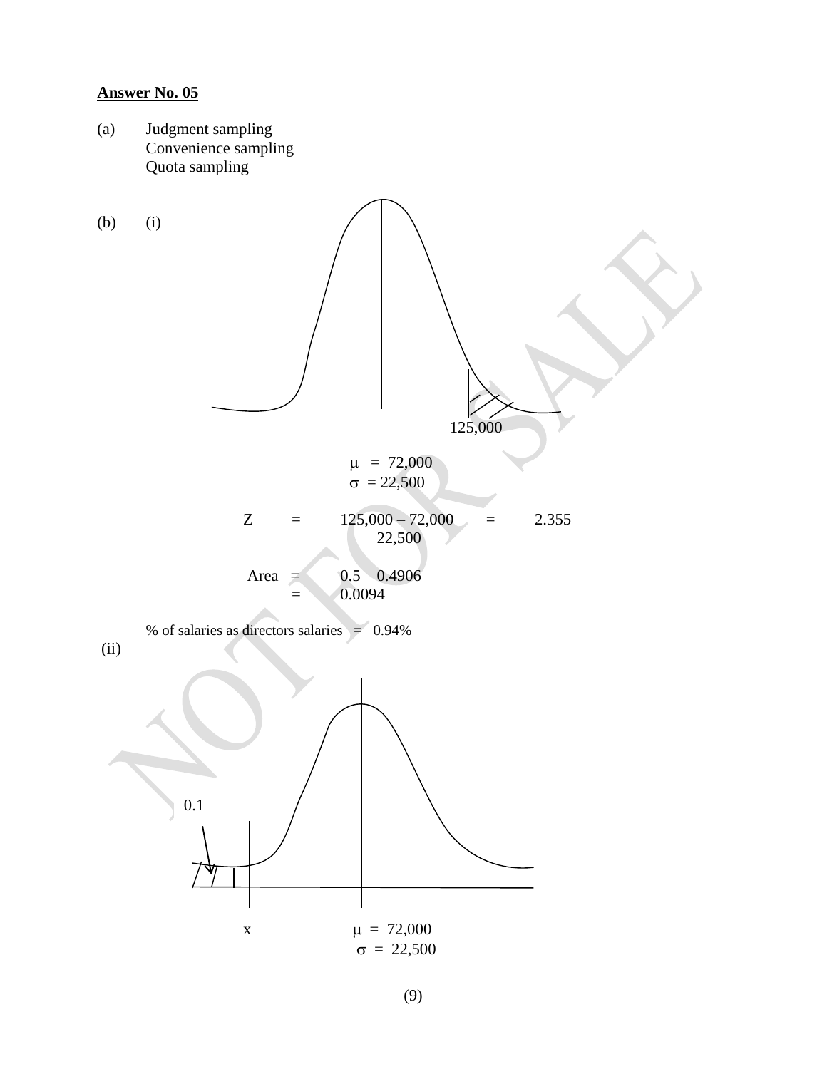**Answer No. 05**

(a) Judgment sampling
Convenience sampling
Quota sampling

(b) (i)

125,000

$\mu$ = 72,000
$\sigma$ = 22,500

$$Z = \frac{125{,}000 - 72{,}000}{22{,}500} = 2.355$$

Area = 0.5 – 0.4906
= 0.0094

% of salaries as directors salaries = 0.94%

(ii)

0.1

x

$\mu$ = 72,000
$\sigma$ = 22,500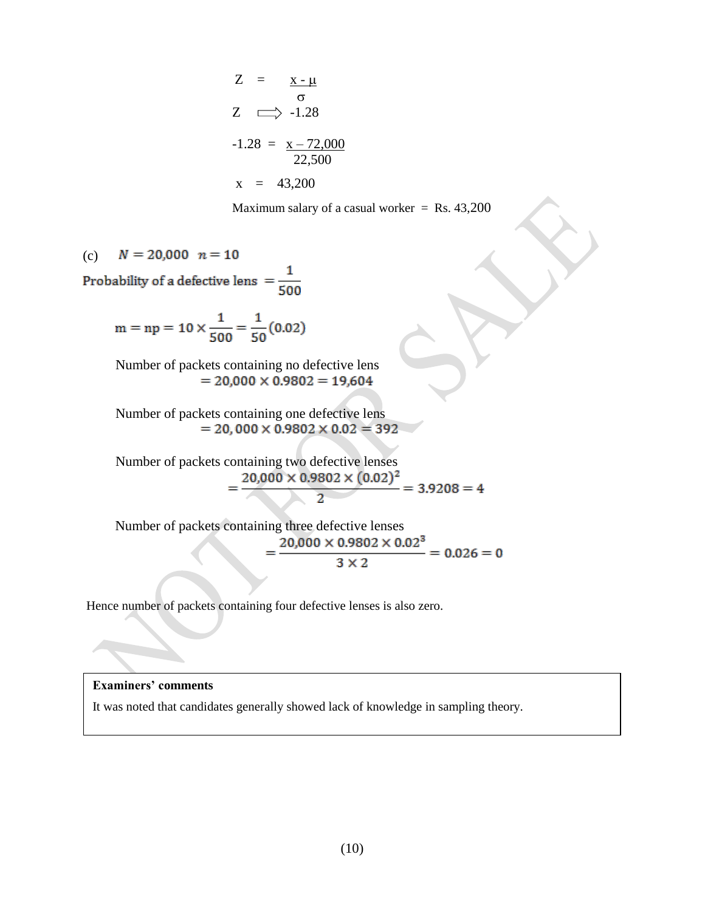$$Z = \frac{x - \mu}{\sigma}$$

$$Z \Longrightarrow -1.28$$

$$-1.28 = \frac{x - 72{,}000}{22{,}500}$$

$$x = 43{,}200$$

Maximum salary of a casual worker = Rs. 43,200

(c) $N = 20{,}000 \quad n = 10$

Probability of a defective lens $= \dfrac{1}{500}$

$$m = np = 10 \times \frac{1}{500} = \frac{1}{50}(0.02)$$

Number of packets containing no defective lens

$$= 20{,}000 \times 0.9802 = 19{,}604$$

Number of packets containing one defective lens

$$= 20{,}000 \times 0.9802 \times 0.02 = 392$$

Number of packets containing two defective lenses

$$= \frac{20{,}000 \times 0.9802 \times (0.02)^2}{2} = 3.9208 = 4$$

Number of packets containing three defective lenses

$$= \frac{20{,}000 \times 0.9802 \times 0.02^3}{3 \times 2} = 0.026 = 0$$

Hence number of packets containing four defective lenses is also zero.

**Examiners' comments**

It was noted that candidates generally showed lack of knowledge in sampling theory.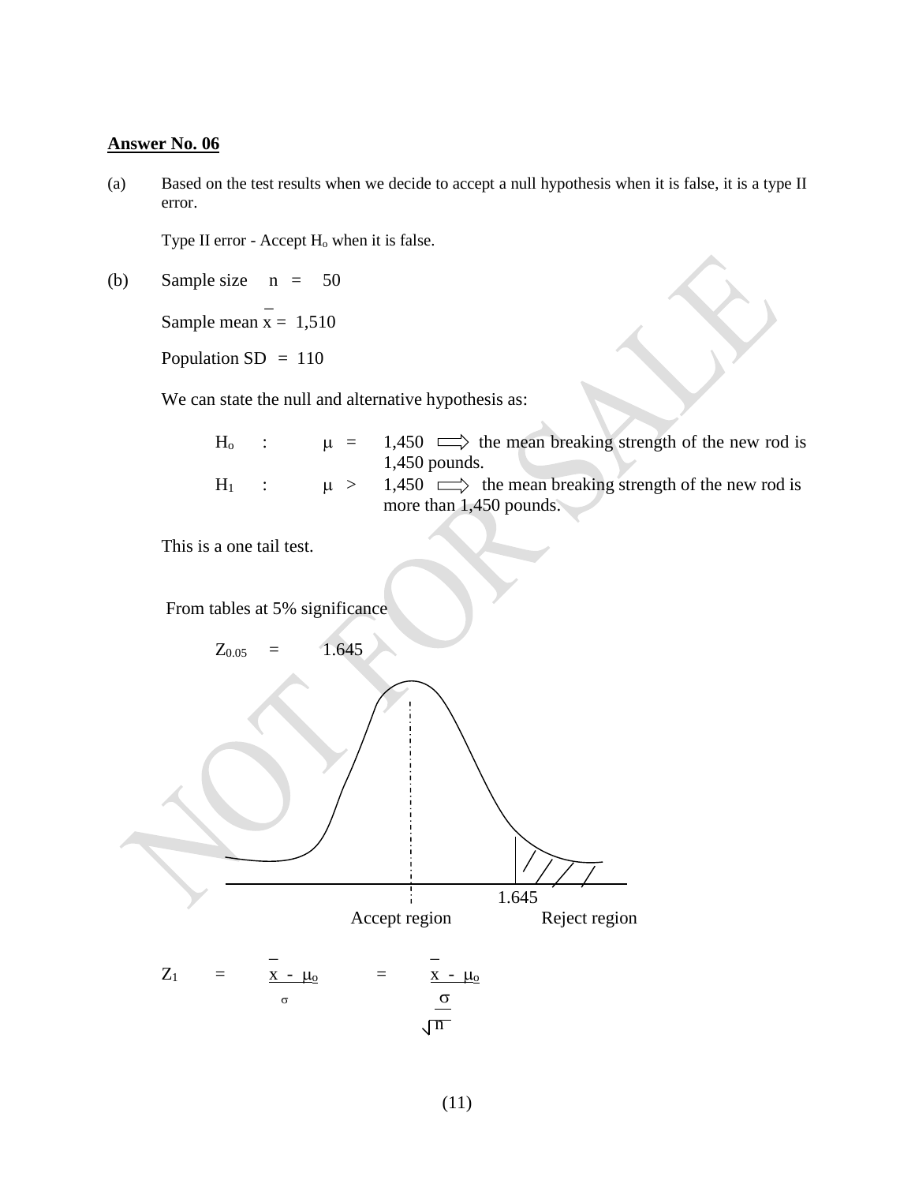## Answer No. 06

(a) Based on the test results when we decide to accept a null hypothesis when it is false, it is a type II error.

Type II error - Accept $H_o$ when it is false.

(b) Sample size $n = 50$

Sample mean $\bar{x} = 1{,}510$

Population SD = 110

We can state the null and alternative hypothesis as:

$H_o$ : $\mu = 1{,}450$ ⟹ the mean breaking strength of the new rod is 1,450 pounds.

$H_1$ : $\mu > 1{,}450$ ⟹ the mean breaking strength of the new rod is more than 1,450 pounds.

This is a one tail test.

From tables at 5% significance

$Z_{0.05} = 1.645$

1.645

Accept region    Reject region

$$Z_1 = \frac{\bar{x} - \mu_o}{\sigma} = \frac{\bar{x} - \mu_o}{\frac{\sigma}{\sqrt{n}}}$$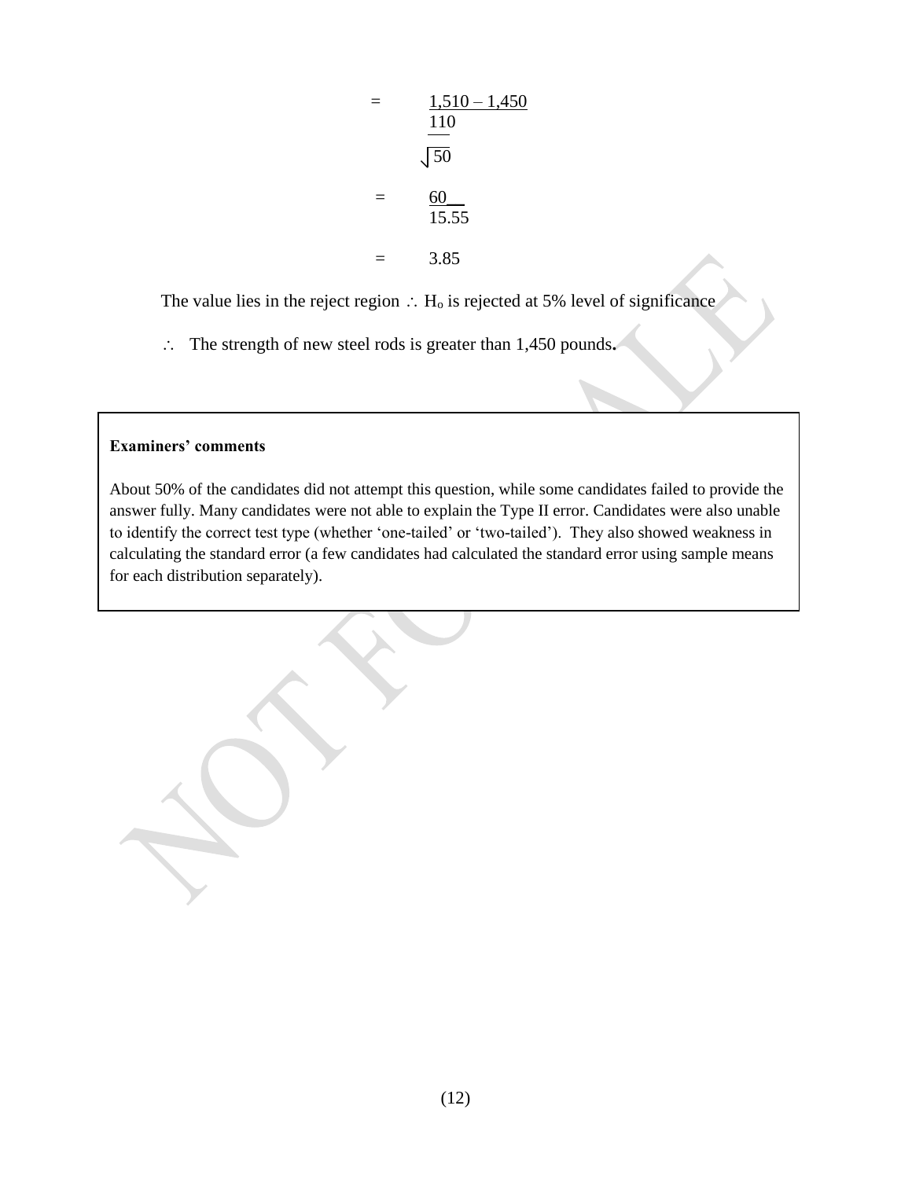$$= \frac{1{,}510 - 1{,}450}{\frac{110}{\sqrt{50}}}$$

$$= \frac{60}{15.55}$$

$$= 3.85$$

The value lies in the reject region $\therefore$ $H_o$ is rejected at 5% level of significance

$\therefore$ The strength of new steel rods is greater than 1,450 pounds**.**

**Examiners' comments**

About 50% of the candidates did not attempt this question, while some candidates failed to provide the answer fully. Many candidates were not able to explain the Type II error. Candidates were also unable to identify the correct test type (whether 'one-tailed' or 'two-tailed'). They also showed weakness in calculating the standard error (a few candidates had calculated the standard error using sample means for each distribution separately).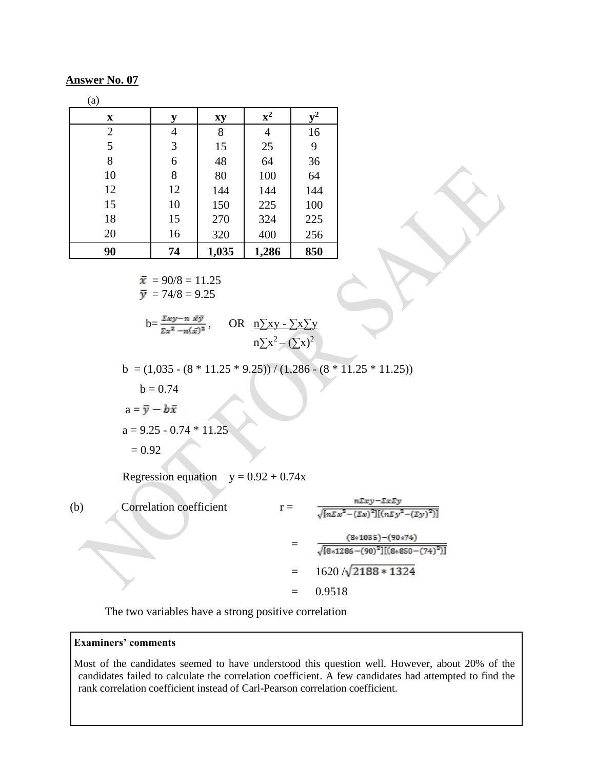**Answer No. 07**

(a)

| x | y | xy | $x^2$ | $y^2$ |
|---|---|---|---|---|
| 2 | 4 | 8 | 4 | 16 |
| 5 | 3 | 15 | 25 | 9 |
| 8 | 6 | 48 | 64 | 36 |
| 10 | 8 | 80 | 100 | 64 |
| 12 | 12 | 144 | 144 | 144 |
| 15 | 10 | 150 | 225 | 100 |
| 18 | 15 | 270 | 324 | 225 |
| 20 | 16 | 320 | 400 | 256 |
| **90** | **74** | **1,035** | **1,286** | **850** |

$\bar{x}$ = 90/8 = 11.25

$\bar{y}$ = 74/8 = 9.25

$$b = \frac{\Sigma xy - n\,\bar{x}\bar{y}}{\Sigma x^2 - n(\bar{x})^2}, \quad \text{OR} \quad \frac{n\sum xy - \sum x \sum y}{n\sum x^2 - (\sum x)^2}$$

b = (1,035 - (8 * 11.25 * 9.25)) / (1,286 - (8 * 11.25 * 11.25))

b = 0.74

$a = \bar{y} - b\bar{x}$

a = 9.25 - 0.74 * 11.25

= 0.92

Regression equation y = 0.92 + 0.74x

(b) Correlation coefficient

$$r = \frac{n\Sigma xy - \Sigma x \Sigma y}{\sqrt{[n\Sigma x^2 - (\Sigma x)^2][(n\Sigma y^2 - (\Sigma y)^2)]}}$$

$$= \frac{(8*1035) - (90*74)}{\sqrt{[8*1286 - (90)^2][(8*850 - (74)^2)]}}$$

$= 1620 / \sqrt{2188 * 1324}$

= 0.9518

The two variables have a strong positive correlation

**Examiners' comments**

Most of the candidates seemed to have understood this question well. However, about 20% of the candidates failed to calculate the correlation coefficient. A few candidates had attempted to find the rank correlation coefficient instead of Carl-Pearson correlation coefficient.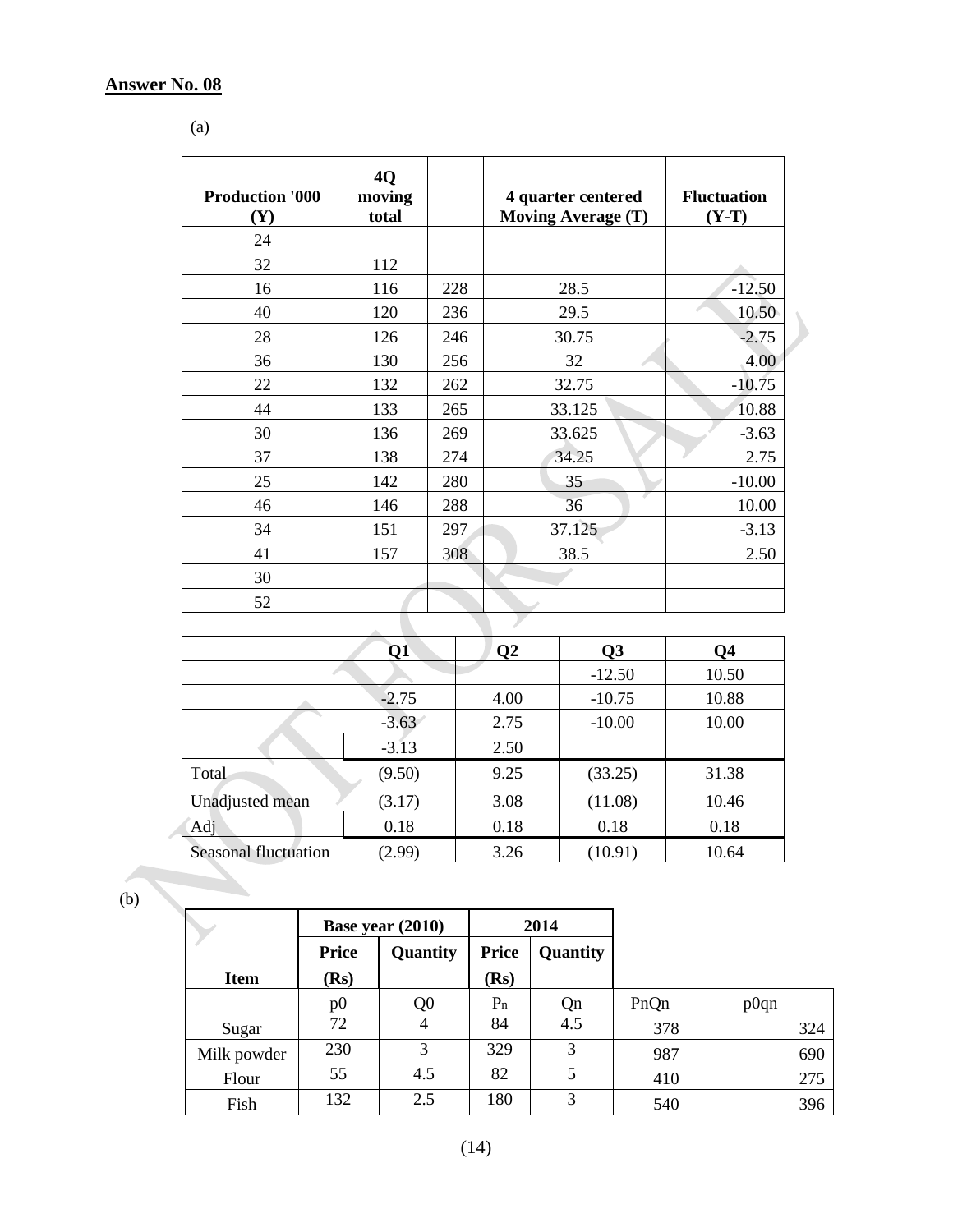**Answer No. 08**

(a)

| Production '000 (Y) | 4Q moving total | | 4 quarter centered Moving Average (T) | Fluctuation (Y-T) |
|---|---|---|---|---|
| 24 | | | | |
| 32 | 112 | | | |
| 16 | 116 | 228 | 28.5 | -12.50 |
| 40 | 120 | 236 | 29.5 | 10.50 |
| 28 | 126 | 246 | 30.75 | -2.75 |
| 36 | 130 | 256 | 32 | 4.00 |
| 22 | 132 | 262 | 32.75 | -10.75 |
| 44 | 133 | 265 | 33.125 | 10.88 |
| 30 | 136 | 269 | 33.625 | -3.63 |
| 37 | 138 | 274 | 34.25 | 2.75 |
| 25 | 142 | 280 | 35 | -10.00 |
| 46 | 146 | 288 | 36 | 10.00 |
| 34 | 151 | 297 | 37.125 | -3.13 |
| 41 | 157 | 308 | 38.5 | 2.50 |
| 30 | | | | |
| 52 | | | | |

| | Q1 | Q2 | Q3 | Q4 |
|---|---|---|---|---|
| | | | -12.50 | 10.50 |
| | -2.75 | 4.00 | -10.75 | 10.88 |
| | -3.63 | 2.75 | -10.00 | 10.00 |
| | -3.13 | 2.50 | | |
| Total | (9.50) | 9.25 | (33.25) | 31.38 |
| Unadjusted mean | (3.17) | 3.08 | (11.08) | 10.46 |
| Adj | 0.18 | 0.18 | 0.18 | 0.18 |
| Seasonal fluctuation | (2.99) | 3.26 | (10.91) | 10.64 |

(b)

| | Base year (2010) | | 2014 | | | |
|---|---|---|---|---|---|---|
| Item | Price (Rs) | Quantity | Price (Rs) | Quantity | | |
| | p0 | Q0 | $P_n$ | Qn | PnQn | p0qn |
| Sugar | 72 | 4 | 84 | 4.5 | 378 | 324 |
| Milk powder | 230 | 3 | 329 | 3 | 987 | 690 |
| Flour | 55 | 4.5 | 82 | 5 | 410 | 275 |
| Fish | 132 | 2.5 | 180 | 3 | 540 | 396 |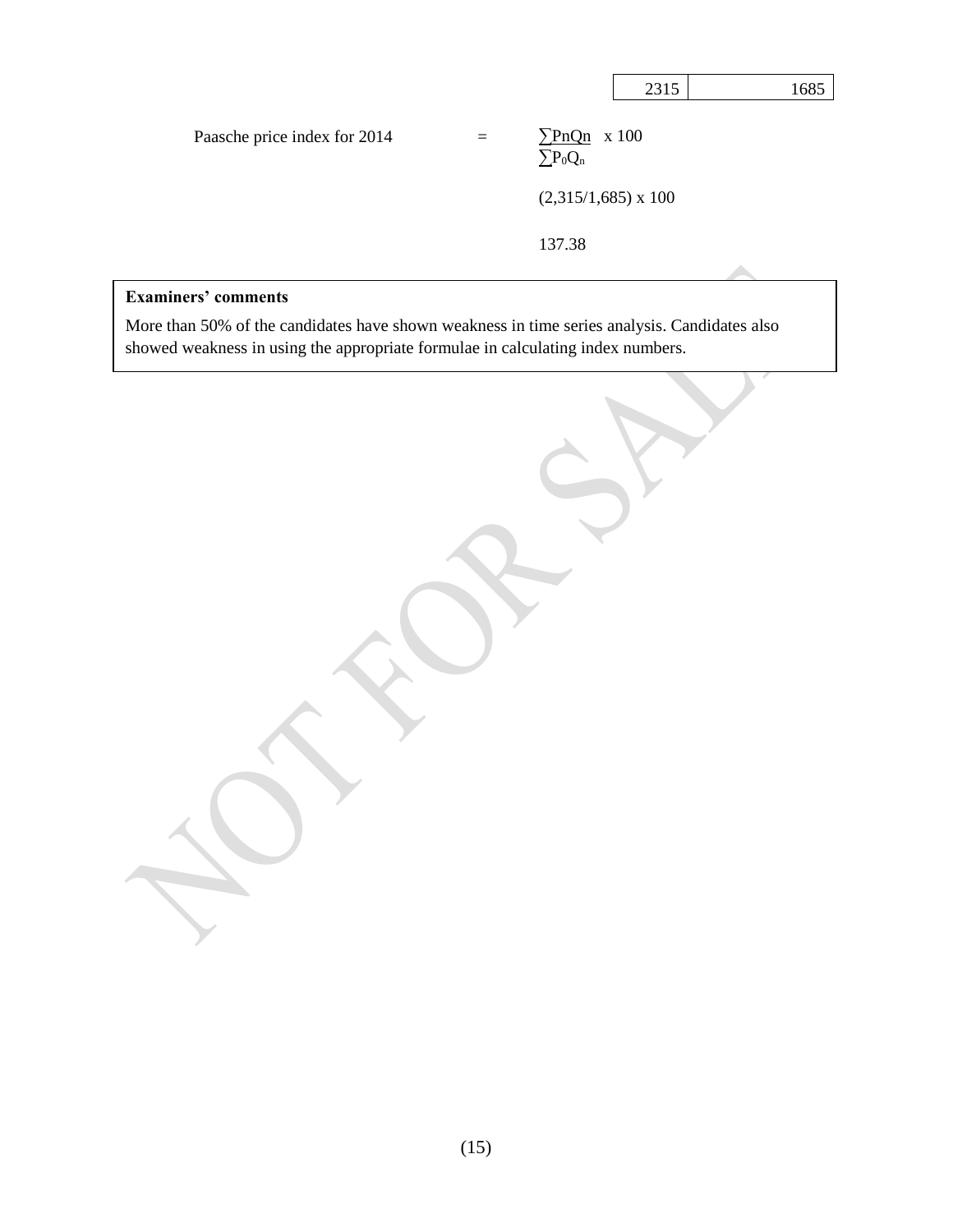| 2315 | 1685 |
|---|---|

Paasche price index for 2014 = $\frac{\sum PnQn}{\sum P_0Q_n} \times 100$

(2,315/1,685) x 100

137.38

**Examiners' comments**

More than 50% of the candidates have shown weakness in time series analysis. Candidates also showed weakness in using the appropriate formulae in calculating index numbers.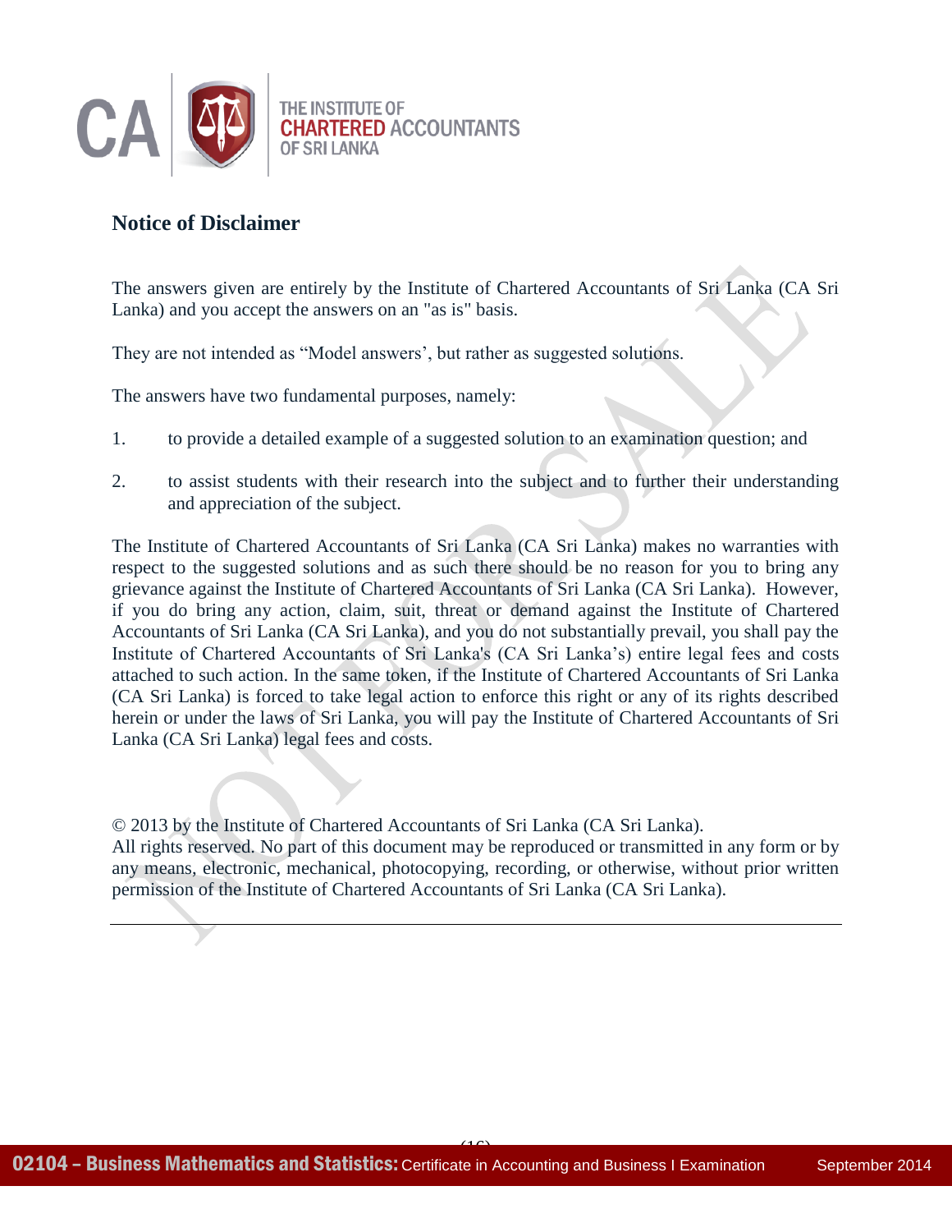THE INSTITUTE OF CHARTERED ACCOUNTANTS OF SRI LANKA

## Notice of Disclaimer

The answers given are entirely by the Institute of Chartered Accountants of Sri Lanka (CA Sri Lanka) and you accept the answers on an "as is" basis.

They are not intended as "Model answers', but rather as suggested solutions.

The answers have two fundamental purposes, namely:

1. to provide a detailed example of a suggested solution to an examination question; and

2. to assist students with their research into the subject and to further their understanding and appreciation of the subject.

The Institute of Chartered Accountants of Sri Lanka (CA Sri Lanka) makes no warranties with respect to the suggested solutions and as such there should be no reason for you to bring any grievance against the Institute of Chartered Accountants of Sri Lanka (CA Sri Lanka). However, if you do bring any action, claim, suit, threat or demand against the Institute of Chartered Accountants of Sri Lanka (CA Sri Lanka), and you do not substantially prevail, you shall pay the Institute of Chartered Accountants of Sri Lanka's (CA Sri Lanka's) entire legal fees and costs attached to such action. In the same token, if the Institute of Chartered Accountants of Sri Lanka (CA Sri Lanka) is forced to take legal action to enforce this right or any of its rights described herein or under the laws of Sri Lanka, you will pay the Institute of Chartered Accountants of Sri Lanka (CA Sri Lanka) legal fees and costs.

© 2013 by the Institute of Chartered Accountants of Sri Lanka (CA Sri Lanka).
All rights reserved. No part of this document may be reproduced or transmitted in any form or by any means, electronic, mechanical, photocopying, recording, or otherwise, without prior written permission of the Institute of Chartered Accountants of Sri Lanka (CA Sri Lanka).